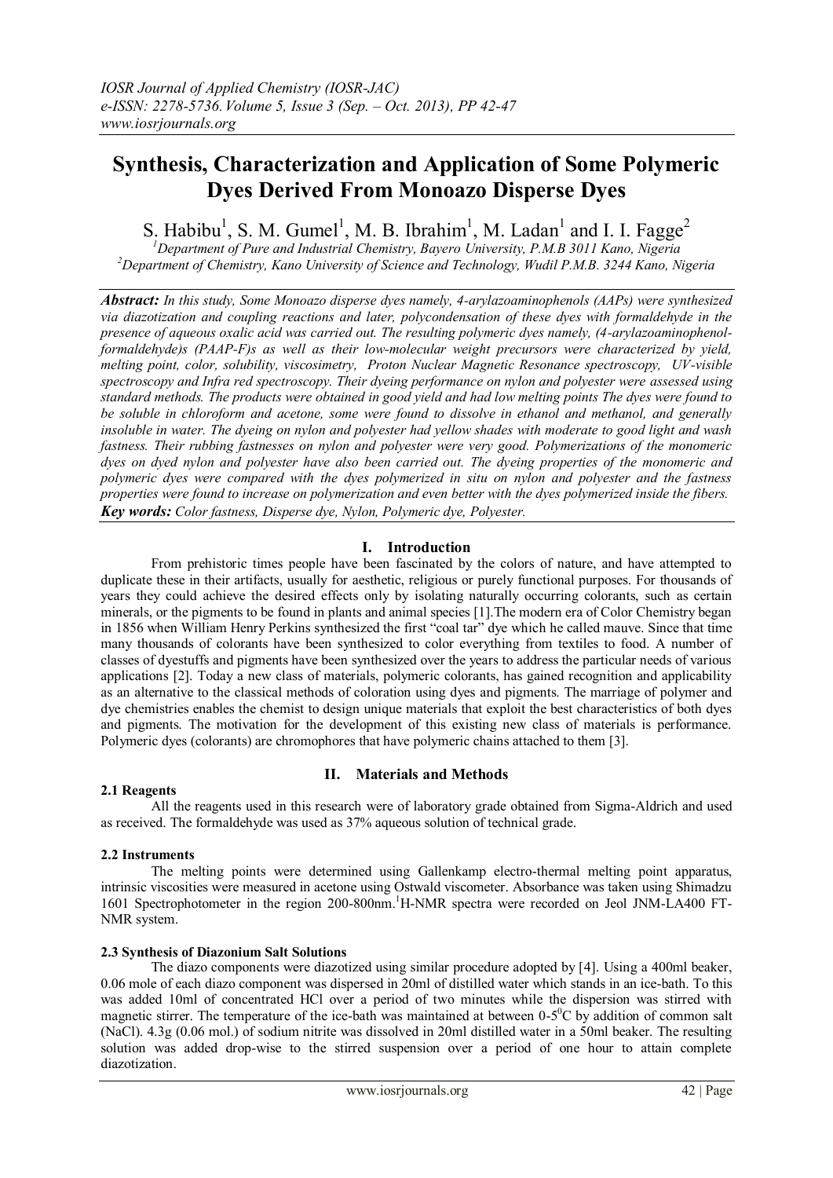# Synthesis, Characterization and Application of Some Polymeric Dyes Derived From Monoazo Disperse Dyes

S. Habibu[1], S. M. Gumel[1], M. B. Ibrahim[1], M. Ladan[1] and I. I. Fagge[2]

[1]Department of Pure and Industrial Chemistry, Bayero University, P.M.B 3011 Kano, Nigeria
[2]Department of Chemistry, Kano University of Science and Technology, Wudil P.M.B. 3244 Kano, Nigeria

***Abstract:*** *In this study, Some Monoazo disperse dyes namely, 4-arylazoaminophenols (AAPs) were synthesized via diazotization and coupling reactions and later, polycondensation of these dyes with formaldehyde in the presence of aqueous oxalic acid was carried out. The resulting polymeric dyes namely, (4-arylazoaminophenol-formaldehyde)s (PAAP-F)s as well as their low-molecular weight precursors were characterized by yield, melting point, color, solubility, viscosimetry, Proton Nuclear Magnetic Resonance spectroscopy, UV-visible spectroscopy and Infra red spectroscopy. Their dyeing performance on nylon and polyester were assessed using standard methods. The products were obtained in good yield and had low melting points The dyes were found to be soluble in chloroform and acetone, some were found to dissolve in ethanol and methanol, and generally insoluble in water. The dyeing on nylon and polyester had yellow shades with moderate to good light and wash fastness. Their rubbing fastnesses on nylon and polyester were very good. Polymerizations of the monomeric dyes on dyed nylon and polyester have also been carried out. The dyeing properties of the monomeric and polymeric dyes were compared with the dyes polymerized in situ on nylon and polyester and the fastness properties were found to increase on polymerization and even better with the dyes polymerized inside the fibers.*

***Key words:*** *Color fastness, Disperse dye, Nylon, Polymeric dye, Polyester.*

## I. Introduction

From prehistoric times people have been fascinated by the colors of nature, and have attempted to duplicate these in their artifacts, usually for aesthetic, religious or purely functional purposes. For thousands of years they could achieve the desired effects only by isolating naturally occurring colorants, such as certain minerals, or the pigments to be found in plants and animal species [1].The modern era of Color Chemistry began in 1856 when William Henry Perkins synthesized the first "coal tar" dye which he called mauve. Since that time many thousands of colorants have been synthesized to color everything from textiles to food. A number of classes of dyestuffs and pigments have been synthesized over the years to address the particular needs of various applications [2]. Today a new class of materials, polymeric colorants, has gained recognition and applicability as an alternative to the classical methods of coloration using dyes and pigments. The marriage of polymer and dye chemistries enables the chemist to design unique materials that exploit the best characteristics of both dyes and pigments. The motivation for the development of this existing new class of materials is performance. Polymeric dyes (colorants) are chromophores that have polymeric chains attached to them [3].

## II. Materials and Methods

### 2.1 Reagents

All the reagents used in this research were of laboratory grade obtained from Sigma-Aldrich and used as received. The formaldehyde was used as 37% aqueous solution of technical grade.

### 2.2 Instruments

The melting points were determined using Gallenkamp electro-thermal melting point apparatus, intrinsic viscosities were measured in acetone using Ostwald viscometer. Absorbance was taken using Shimadzu 1601 Spectrophotometer in the region 200-800nm. $^1$H-NMR spectra were recorded on Jeol JNM-LA400 FT-NMR system.

### 2.3 Synthesis of Diazonium Salt Solutions

The diazo components were diazotized using similar procedure adopted by [4]. Using a 400ml beaker, 0.06 mole of each diazo component was dispersed in 20ml of distilled water which stands in an ice-bath. To this was added 10ml of concentrated HCl over a period of two minutes while the dispersion was stirred with magnetic stirrer. The temperature of the ice-bath was maintained at between 0-5$^0$C by addition of common salt (NaCl). 4.3g (0.06 mol.) of sodium nitrite was dissolved in 20ml distilled water in a 50ml beaker. The resulting solution was added drop-wise to the stirred suspension over a period of one hour to attain complete diazotization.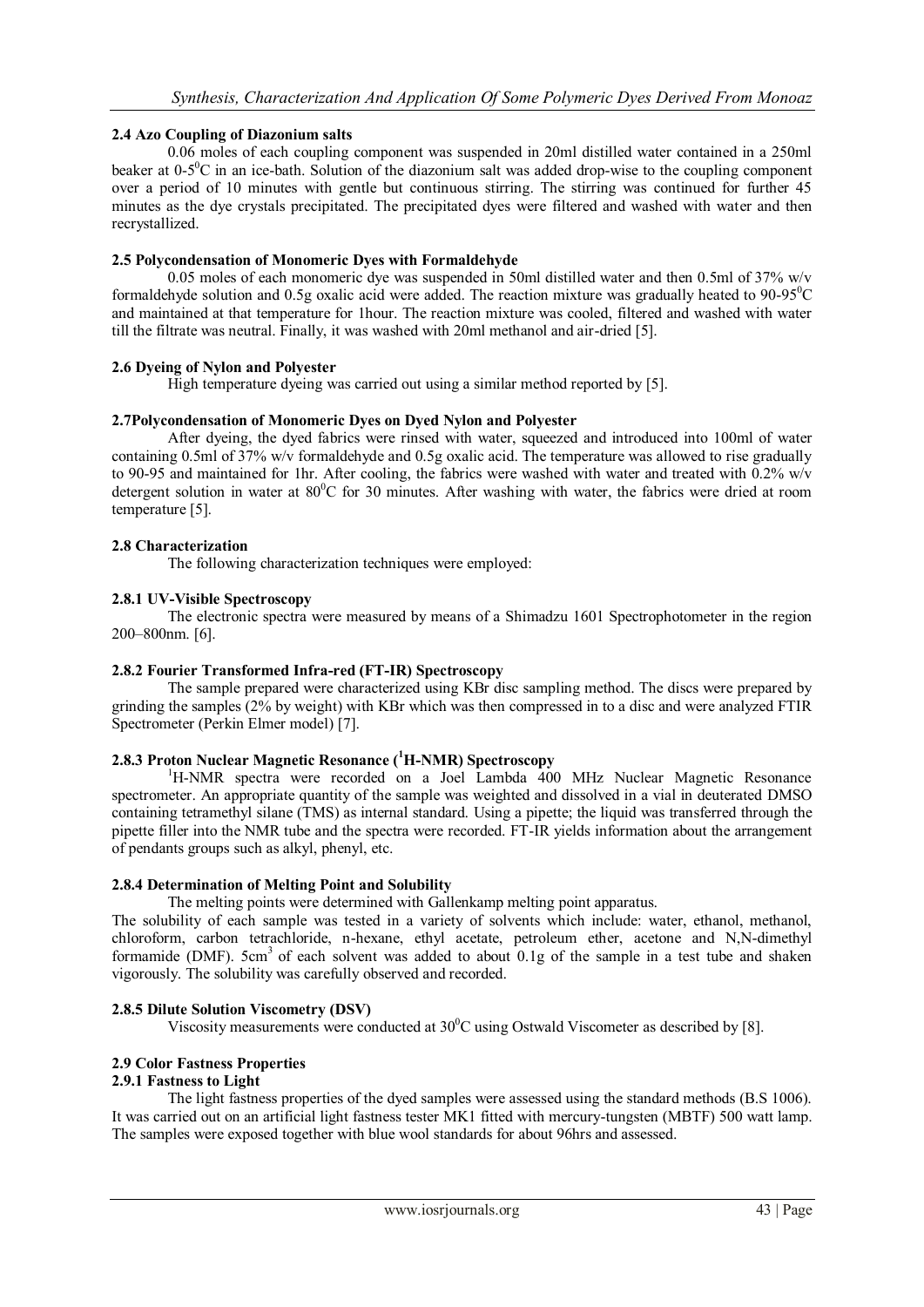### 2.4 Azo Coupling of Diazonium salts

0.06 moles of each coupling component was suspended in 20ml distilled water contained in a 250ml beaker at 0-5$^0$C in an ice-bath. Solution of the diazonium salt was added drop-wise to the coupling component over a period of 10 minutes with gentle but continuous stirring. The stirring was continued for further 45 minutes as the dye crystals precipitated. The precipitated dyes were filtered and washed with water and then recrystallized.

### 2.5 Polycondensation of Monomeric Dyes with Formaldehyde

0.05 moles of each monomeric dye was suspended in 50ml distilled water and then 0.5ml of 37% w/v formaldehyde solution and 0.5g oxalic acid were added. The reaction mixture was gradually heated to 90-95$^0$C and maintained at that temperature for 1hour. The reaction mixture was cooled, filtered and washed with water till the filtrate was neutral. Finally, it was washed with 20ml methanol and air-dried [5].

### 2.6 Dyeing of Nylon and Polyester

High temperature dyeing was carried out using a similar method reported by [5].

### 2.7Polycondensation of Monomeric Dyes on Dyed Nylon and Polyester

After dyeing, the dyed fabrics were rinsed with water, squeezed and introduced into 100ml of water containing 0.5ml of 37% w/v formaldehyde and 0.5g oxalic acid. The temperature was allowed to rise gradually to 90-95 and maintained for 1hr. After cooling, the fabrics were washed with water and treated with 0.2% w/v detergent solution in water at 80$^0$C for 30 minutes. After washing with water, the fabrics were dried at room temperature [5].

### 2.8 Characterization

The following characterization techniques were employed:

#### 2.8.1 UV-Visible Spectroscopy

The electronic spectra were measured by means of a Shimadzu 1601 Spectrophotometer in the region 200–800nm. [6].

#### 2.8.2 Fourier Transformed Infra-red (FT-IR) Spectroscopy

The sample prepared were characterized using KBr disc sampling method. The discs were prepared by grinding the samples (2% by weight) with KBr which was then compressed in to a disc and were analyzed FTIR Spectrometer (Perkin Elmer model) [7].

#### 2.8.3 Proton Nuclear Magnetic Resonance ($^1$H-NMR) Spectroscopy

$^1$H-NMR spectra were recorded on a Joel Lambda 400 MHz Nuclear Magnetic Resonance spectrometer. An appropriate quantity of the sample was weighted and dissolved in a vial in deuterated DMSO containing tetramethyl silane (TMS) as internal standard. Using a pipette; the liquid was transferred through the pipette filler into the NMR tube and the spectra were recorded. FT-IR yields information about the arrangement of pendants groups such as alkyl, phenyl, etc.

#### 2.8.4 Determination of Melting Point and Solubility

The melting points were determined with Gallenkamp melting point apparatus.

The solubility of each sample was tested in a variety of solvents which include: water, ethanol, methanol, chloroform, carbon tetrachloride, n-hexane, ethyl acetate, petroleum ether, acetone and N,N-dimethyl formamide (DMF). 5cm$^3$ of each solvent was added to about 0.1g of the sample in a test tube and shaken vigorously. The solubility was carefully observed and recorded.

#### 2.8.5 Dilute Solution Viscometry (DSV)

Viscosity measurements were conducted at 30$^0$C using Ostwald Viscometer as described by [8].

### 2.9 Color Fastness Properties

#### 2.9.1 Fastness to Light

The light fastness properties of the dyed samples were assessed using the standard methods (B.S 1006). It was carried out on an artificial light fastness tester MK1 fitted with mercury-tungsten (MBTF) 500 watt lamp. The samples were exposed together with blue wool standards for about 96hrs and assessed.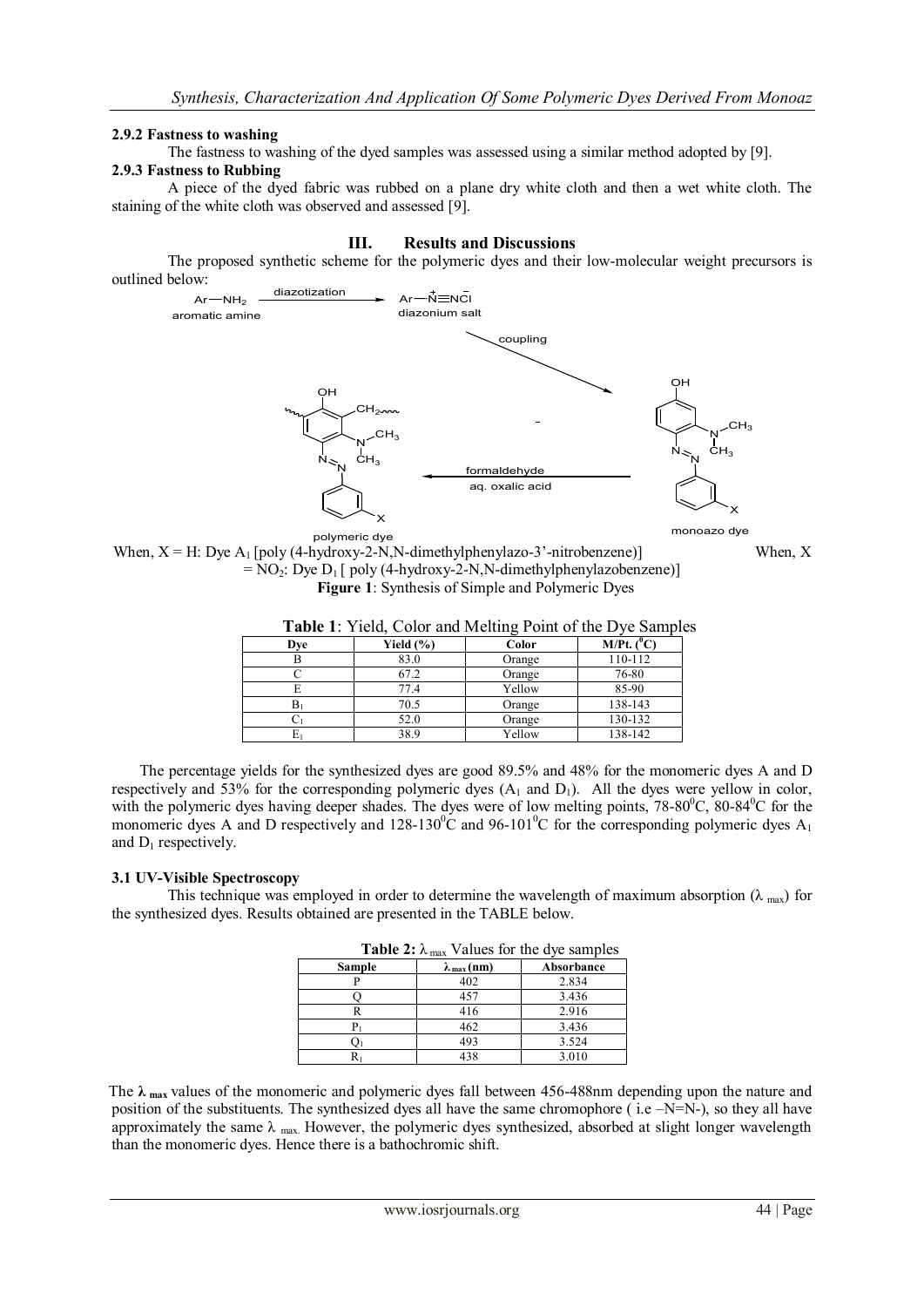#### 2.9.2 Fastness to washing

The fastness to washing of the dyed samples was assessed using a similar method adopted by [9].

#### 2.9.3 Fastness to Rubbing

A piece of the dyed fabric was rubbed on a plane dry white cloth and then a wet white cloth. The staining of the white cloth was observed and assessed [9].

## III. Results and Discussions

The proposed synthetic scheme for the polymeric dyes and their low-molecular weight precursors is outlined below:

When, X = H: Dye $A_1$ [poly (4-hydroxy-2-N,N-dimethylphenylazo-3'-nitrobenzene)] When, X = $NO_2$: Dye $D_1$ [ poly (4-hydroxy-2-N,N-dimethylphenylazobenzene)]

**Figure 1**: Synthesis of Simple and Polymeric Dyes

**Table 1**: Yield, Color and Melting Point of the Dye Samples

| Dye | Yield (%) | Color | M/Pt. ($^0$C) |
|---|---|---|---|
| B | 83.0 | Orange | 110-112 |
| C | 67.2 | Orange | 76-80 |
| E | 77.4 | Yellow | 85-90 |
| $B_1$ | 70.5 | Orange | 138-143 |
| $C_1$ | 52.0 | Orange | 130-132 |
| $E_1$ | 38.9 | Yellow | 138-142 |

The percentage yields for the synthesized dyes are good 89.5% and 48% for the monomeric dyes A and D respectively and 53% for the corresponding polymeric dyes ($A_1$ and $D_1$). All the dyes were yellow in color, with the polymeric dyes having deeper shades. The dyes were of low melting points, 78-80$^0$C, 80-84$^0$C for the monomeric dyes A and D respectively and 128-130$^0$C and 96-101$^0$C for the corresponding polymeric dyes $A_1$ and $D_1$ respectively.

### 3.1 UV-Visible Spectroscopy

This technique was employed in order to determine the wavelength of maximum absorption ($\lambda_{max}$) for the synthesized dyes. Results obtained are presented in the TABLE below.

**Table 2:** $\lambda_{max}$ Values for the dye samples

| Sample | $\lambda_{max}$ (nm) | Absorbance |
|---|---|---|
| P | 402 | 2.834 |
| Q | 457 | 3.436 |
| R | 416 | 2.916 |
| $P_1$ | 462 | 3.436 |
| $Q_1$ | 493 | 3.524 |
| $R_1$ | 438 | 3.010 |

The $\lambda_{max}$ values of the monomeric and polymeric dyes fall between 456-488nm depending upon the nature and position of the substituents. The synthesized dyes all have the same chromophore ( i.e –N=N-), so they all have approximately the same $\lambda_{max.}$ However, the polymeric dyes synthesized, absorbed at slight longer wavelength than the monomeric dyes. Hence there is a bathochromic shift.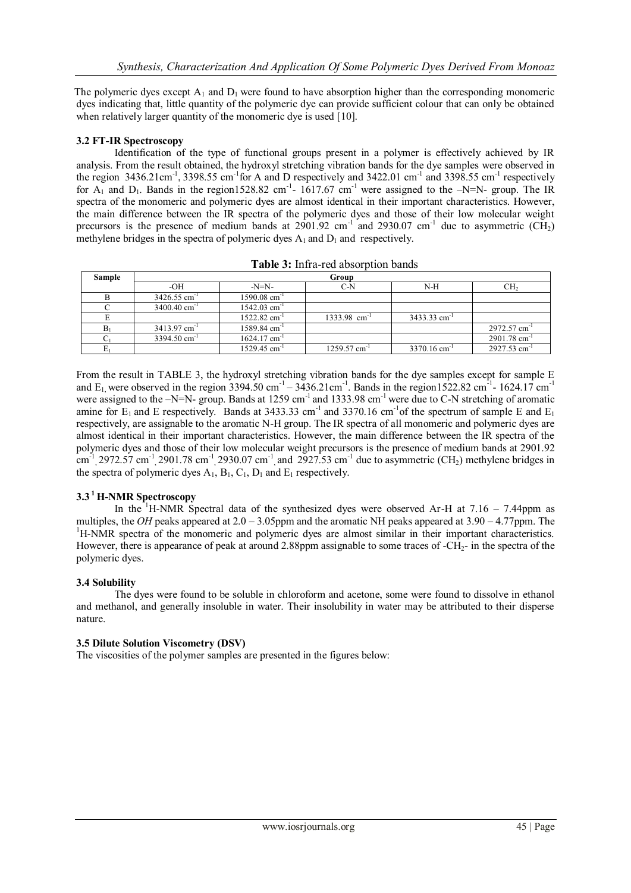The polymeric dyes except $A_1$ and $D_1$ were found to have absorption higher than the corresponding monomeric dyes indicating that, little quantity of the polymeric dye can provide sufficient colour that can only be obtained when relatively larger quantity of the monomeric dye is used [10].

### 3.2 FT-IR Spectroscopy

Identification of the type of functional groups present in a polymer is effectively achieved by IR analysis. From the result obtained, the hydroxyl stretching vibration bands for the dye samples were observed in the region 3436.21cm$^{-1}$, 3398.55 cm$^{-1}$for A and D respectively and 3422.01 cm$^{-1}$ and 3398.55 cm$^{-1}$ respectively for $A_1$ and $D_1$. Bands in the region1528.82 cm$^{-1}$- 1617.67 cm$^{-1}$ were assigned to the –N=N- group. The IR spectra of the monomeric and polymeric dyes are almost identical in their important characteristics. However, the main difference between the IR spectra of the polymeric dyes and those of their low molecular weight precursors is the presence of medium bands at 2901.92 cm$^{-1}$ and 2930.07 cm$^{-1}$ due to asymmetric ($CH_2$) methylene bridges in the spectra of polymeric dyes $A_1$ and $D_1$ and respectively.

**Table 3:** Infra-red absorption bands

| Sample | Group | | | | |
|---|---|---|---|---|---|
| | -OH | -N=N- | C-N | N-H | $CH_2$ |
| B | 3426.55 cm$^{-1}$ | 1590.08 cm$^{-1}$ | | | |
| C | 3400.40 cm$^{-1}$ | 1542.03 cm$^{-1}$ | | | |
| E | | 1522.82 cm$^{-1}$ | 1333.98 cm$^{-1}$ | 3433.33 cm$^{-1}$ | |
| $B_1$ | 3413.97 cm$^{-1}$ | 1589.84 cm$^{-1}$ | | | 2972.57 cm$^{-1}$ |
| $C_1$ | 3394.50 cm$^{-1}$ | 1624.17 cm$^{-1}$ | | | 2901.78 cm$^{-1}$ |
| $E_1$ | | 1529.45 cm$^{-1}$ | 1259.57 cm$^{-1}$ | 3370.16 cm$^{-1}$ | 2927.53 cm$^{-1}$ |

From the result in TABLE 3, the hydroxyl stretching vibration bands for the dye samples except for sample E and $E_1$ were observed in the region 3394.50 cm$^{-1}$ – 3436.21cm$^{-1}$. Bands in the region1522.82 cm$^{-1}$- 1624.17 cm$^{-1}$ were assigned to the –N=N- group. Bands at 1259 cm$^{-1}$ and 1333.98 cm$^{-1}$ were due to C-N stretching of aromatic amine for $E_1$ and E respectively. Bands at 3433.33 cm$^{-1}$ and 3370.16 cm$^{-1}$of the spectrum of sample E and $E_1$ respectively, are assignable to the aromatic N-H group. The IR spectra of all monomeric and polymeric dyes are almost identical in their important characteristics. However, the main difference between the IR spectra of the polymeric dyes and those of their low molecular weight precursors is the presence of medium bands at 2901.92 cm$^{-1}$, 2972.57 cm$^{-1}$, 2901.78 cm$^{-1}$, 2930.07 cm$^{-1}$, and 2927.53 cm$^{-1}$ due to asymmetric ($CH_2$) methylene bridges in the spectra of polymeric dyes $A_1$, $B_1$, $C_1$, $D_1$ and $E_1$ respectively.

### 3.3 $^1$H-NMR Spectroscopy

In the $^1$H-NMR Spectral data of the synthesized dyes were observed Ar-H at 7.16 – 7.44ppm as multiples, the *OH* peaks appeared at 2.0 – 3.05ppm and the aromatic NH peaks appeared at 3.90 – 4.77ppm. The $^1$H-NMR spectra of the monomeric and polymeric dyes are almost similar in their important characteristics. However, there is appearance of peak at around 2.88ppm assignable to some traces of -$CH_2$- in the spectra of the polymeric dyes.

### 3.4 Solubility

The dyes were found to be soluble in chloroform and acetone, some were found to dissolve in ethanol and methanol, and generally insoluble in water. Their insolubility in water may be attributed to their disperse nature.

### 3.5 Dilute Solution Viscometry (DSV)

The viscosities of the polymer samples are presented in the figures below: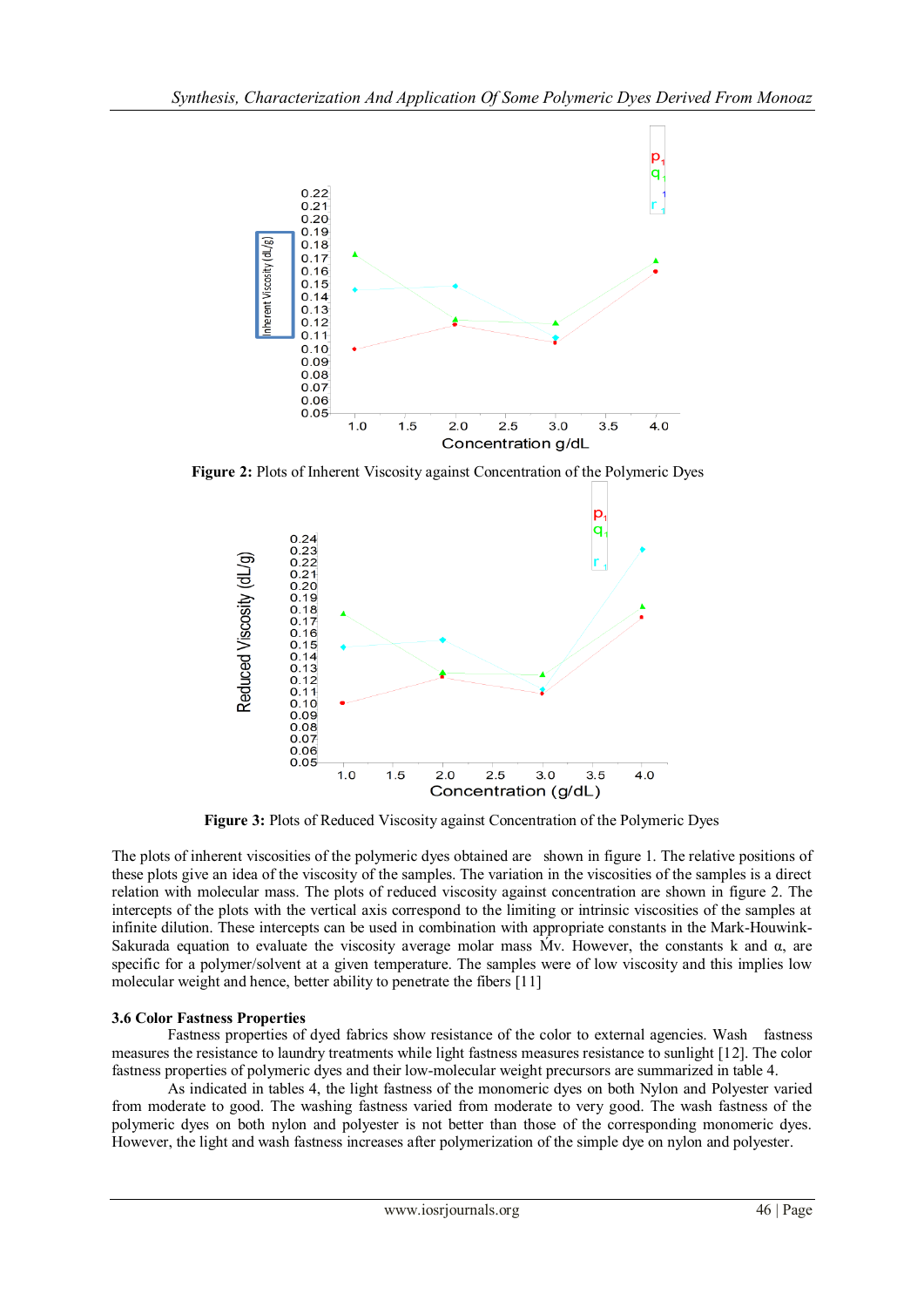**Figure 2:** Plots of Inherent Viscosity against Concentration of the Polymeric Dyes

**Figure 3:** Plots of Reduced Viscosity against Concentration of the Polymeric Dyes

The plots of inherent viscosities of the polymeric dyes obtained are shown in figure 1. The relative positions of these plots give an idea of the viscosity of the samples. The variation in the viscosities of the samples is a direct relation with molecular mass. The plots of reduced viscosity against concentration are shown in figure 2. The intercepts of the plots with the vertical axis correspond to the limiting or intrinsic viscosities of the samples at infinite dilution. These intercepts can be used in combination with appropriate constants in the Mark-Houwink-Sakurada equation to evaluate the viscosity average molar mass Mv. However, the constants k and α, are specific for a polymer/solvent at a given temperature. The samples were of low viscosity and this implies low molecular weight and hence, better ability to penetrate the fibers [11]

### 3.6 Color Fastness Properties

Fastness properties of dyed fabrics show resistance of the color to external agencies. Wash fastness measures the resistance to laundry treatments while light fastness measures resistance to sunlight [12]. The color fastness properties of polymeric dyes and their low-molecular weight precursors are summarized in table 4.

As indicated in tables 4, the light fastness of the monomeric dyes on both Nylon and Polyester varied from moderate to good. The washing fastness varied from moderate to very good. The wash fastness of the polymeric dyes on both nylon and polyester is not better than those of the corresponding monomeric dyes. However, the light and wash fastness increases after polymerization of the simple dye on nylon and polyester.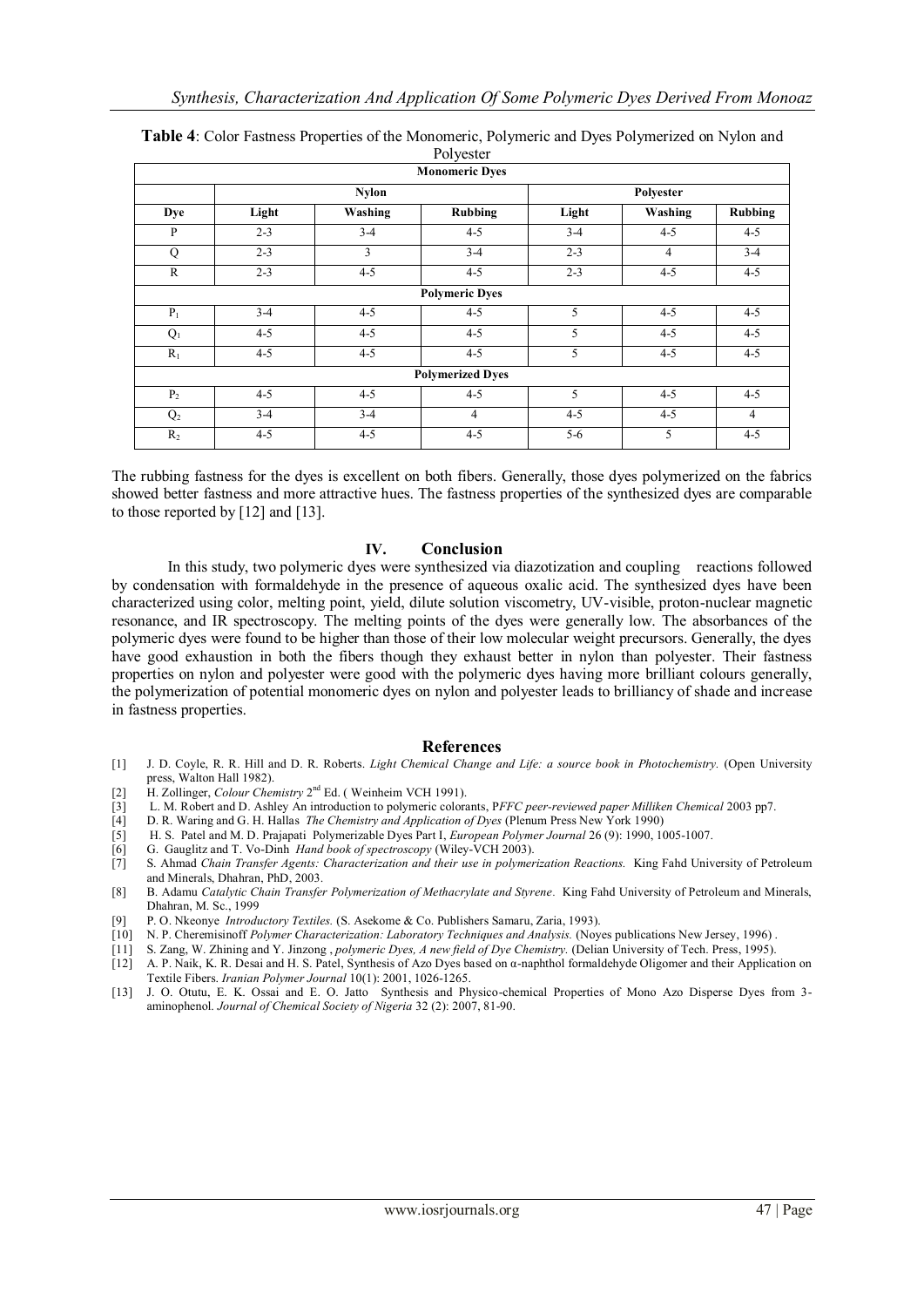**Table 4**: Color Fastness Properties of the Monomeric, Polymeric and Dyes Polymerized on Nylon and Polyester

| Monomeric Dyes | | | | | | |
|---|---|---|---|---|---|---|
| | Nylon | | | Polyester | | |
| Dye | Light | Washing | Rubbing | Light | Washing | Rubbing |
| P | 2-3 | 3-4 | 4-5 | 3-4 | 4-5 | 4-5 |
| Q | 2-3 | 3 | 3-4 | 2-3 | 4 | 3-4 |
| R | 2-3 | 4-5 | 4-5 | 2-3 | 4-5 | 4-5 |
| **Polymeric Dyes** | | | | | | |
| $P_1$ | 3-4 | 4-5 | 4-5 | 5 | 4-5 | 4-5 |
| $Q_1$ | 4-5 | 4-5 | 4-5 | 5 | 4-5 | 4-5 |
| $R_1$ | 4-5 | 4-5 | 4-5 | 5 | 4-5 | 4-5 |
| **Polymerized Dyes** | | | | | | |
| $P_2$ | 4-5 | 4-5 | 4-5 | 5 | 4-5 | 4-5 |
| $Q_2$ | 3-4 | 3-4 | 4 | 4-5 | 4-5 | 4 |
| $R_2$ | 4-5 | 4-5 | 4-5 | 5-6 | 5 | 4-5 |

The rubbing fastness for the dyes is excellent on both fibers. Generally, those dyes polymerized on the fabrics showed better fastness and more attractive hues. The fastness properties of the synthesized dyes are comparable to those reported by [12] and [13].

## IV. Conclusion

In this study, two polymeric dyes were synthesized via diazotization and coupling reactions followed by condensation with formaldehyde in the presence of aqueous oxalic acid. The synthesized dyes have been characterized using color, melting point, yield, dilute solution viscometry, UV-visible, proton-nuclear magnetic resonance, and IR spectroscopy. The melting points of the dyes were generally low. The absorbances of the polymeric dyes were found to be higher than those of their low molecular weight precursors. Generally, the dyes have good exhaustion in both the fibers though they exhaust better in nylon than polyester. Their fastness properties on nylon and polyester were good with the polymeric dyes having more brilliant colours generally, the polymerization of potential monomeric dyes on nylon and polyester leads to brilliancy of shade and increase in fastness properties.

## References

[1] J. D. Coyle, R. R. Hill and D. R. Roberts. *Light Chemical Change and Life: a source book in Photochemistry.* (Open University press, Walton Hall 1982).

[2] H. Zollinger, *Colour Chemistry* 2nd Ed. ( Weinheim VCH 1991).

[3] L. M. Robert and D. Ashley An introduction to polymeric colorants, P*FFC peer-reviewed paper Milliken Chemical* 2003 pp7.

[4] D. R. Waring and G. H. Hallas *The Chemistry and Application of Dyes* (Plenum Press New York 1990)

[5] H. S. Patel and M. D. Prajapati Polymerizable Dyes Part I, *European Polymer Journal* 26 (9): 1990, 1005-1007.

[6] G. Gauglitz and T. Vo-Dinh *Hand book of spectroscopy* (Wiley-VCH 2003).

[7] S. Ahmad *Chain Transfer Agents: Characterization and their use in polymerization Reactions.* King Fahd University of Petroleum and Minerals, Dhahran, PhD, 2003.

[8] B. Adamu *Catalytic Chain Transfer Polymerization of Methacrylate and Styrene*. King Fahd University of Petroleum and Minerals, Dhahran, M. Sc., 1999

[9] P. O. Nkeonye *Introductory Textiles.* (S. Asekome & Co. Publishers Samaru, Zaria, 1993).

[10] N. P. Cheremisinoff *Polymer Characterization: Laboratory Techniques and Analysis.* (Noyes publications New Jersey, 1996) .

[11] S. Zang, W. Zhining and Y. Jinzong , *polymeric Dyes, A new field of Dye Chemistry.* (Delian University of Tech. Press, 1995).

[12] A. P. Naik, K. R. Desai and H. S. Patel, Synthesis of Azo Dyes based on α-naphthol formaldehyde Oligomer and their Application on Textile Fibers. *Iranian Polymer Journal* 10(1): 2001, 1026-1265.

[13] J. O. Otutu, E. K. Ossai and E. O. Jatto Synthesis and Physico-chemical Properties of Mono Azo Disperse Dyes from 3-aminophenol. *Journal of Chemical Society of Nigeria* 32 (2): 2007, 81-90.